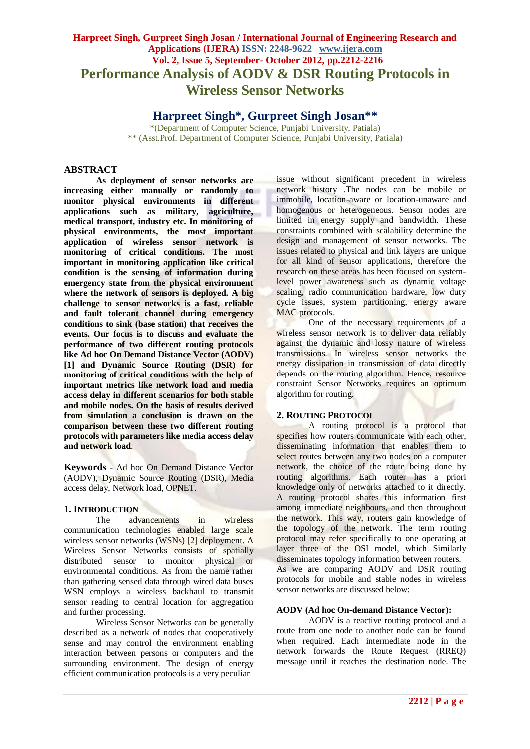# Performance Analysis of AODV & DSR Routing Protocols in Wireless Sensor Networks

## Harpreet Singh*, Gurpreet Singh Josan**

*(Department of Computer Science, Punjabi University, Patiala)
** (Asst.Prof. Department of Computer Science, Punjabi University, Patiala)

## ABSTRACT

**As deployment of sensor networks are increasing either manually or randomly to monitor physical environments in different applications such as military, agriculture, medical transport, industry etc. In monitoring of physical environments, the most important application of wireless sensor network is monitoring of critical conditions. The most important in monitoring application like critical condition is the sensing of information during emergency state from the physical environment where the network of sensors is deployed. A big challenge to sensor networks is a fast, reliable and fault tolerant channel during emergency conditions to sink (base station) that receives the events. Our focus is to discuss and evaluate the performance of two different routing protocols like Ad hoc On Demand Distance Vector (AODV) [1] and Dynamic Source Routing (DSR) for monitoring of critical conditions with the help of important metrics like network load and media access delay in different scenarios for both stable and mobile nodes. On the basis of results derived from simulation a conclusion is drawn on the comparison between these two different routing protocols with parameters like media access delay and network load**.

**Keywords -** Ad hoc On Demand Distance Vector (AODV), Dynamic Source Routing (DSR), Media access delay, Network load, OPNET.

## 1. Introduction

The advancements in wireless communication technologies enabled large scale wireless sensor networks (WSNs) [2] deployment. A Wireless Sensor Networks consists of spatially distributed sensor to monitor physical or environmental conditions. As from the name rather than gathering sensed data through wired data buses WSN employs a wireless backhaul to transmit sensor reading to central location for aggregation and further processing.

Wireless Sensor Networks can be generally described as a network of nodes that cooperatively sense and may control the environment enabling interaction between persons or computers and the surrounding environment. The design of energy efficient communication protocols is a very peculiar issue without significant precedent in wireless network history .The nodes can be mobile or immobile, location-aware or location-unaware and homogenous or heterogeneous. Sensor nodes are limited in energy supply and bandwidth. These constraints combined with scalability determine the design and management of sensor networks. The issues related to physical and link layers are unique for all kind of sensor applications, therefore the research on these areas has been focused on system-level power awareness such as dynamic voltage scaling, radio communication hardware, low duty cycle issues, system partitioning, energy aware MAC protocols.

One of the necessary requirements of a wireless sensor network is to deliver data reliably against the dynamic and lossy nature of wireless transmissions. In wireless sensor networks the energy dissipation in transmission of data directly depends on the routing algorithm. Hence, resource constraint Sensor Networks requires an optimum algorithm for routing.

## 2. Routing Protocol

A routing protocol is a protocol that specifies how routers communicate with each other, disseminating information that enables them to select routes between any two nodes on a computer network, the choice of the route being done by routing algorithms. Each router has a priori knowledge only of networks attached to it directly. A routing protocol shares this information first among immediate neighbours, and then throughout the network. This way, routers gain knowledge of the topology of the network. The term routing protocol may refer specifically to one operating at layer three of the OSI model, which Similarly disseminates topology information between routers. As we are comparing AODV and DSR routing protocols for mobile and stable nodes in wireless sensor networks are discussed below:

### AODV (Ad hoc On-demand Distance Vector):

AODV is a reactive routing protocol and a route from one node to another node can be found when required. Each intermediate node in the network forwards the Route Request (RREQ) message until it reaches the destination node. The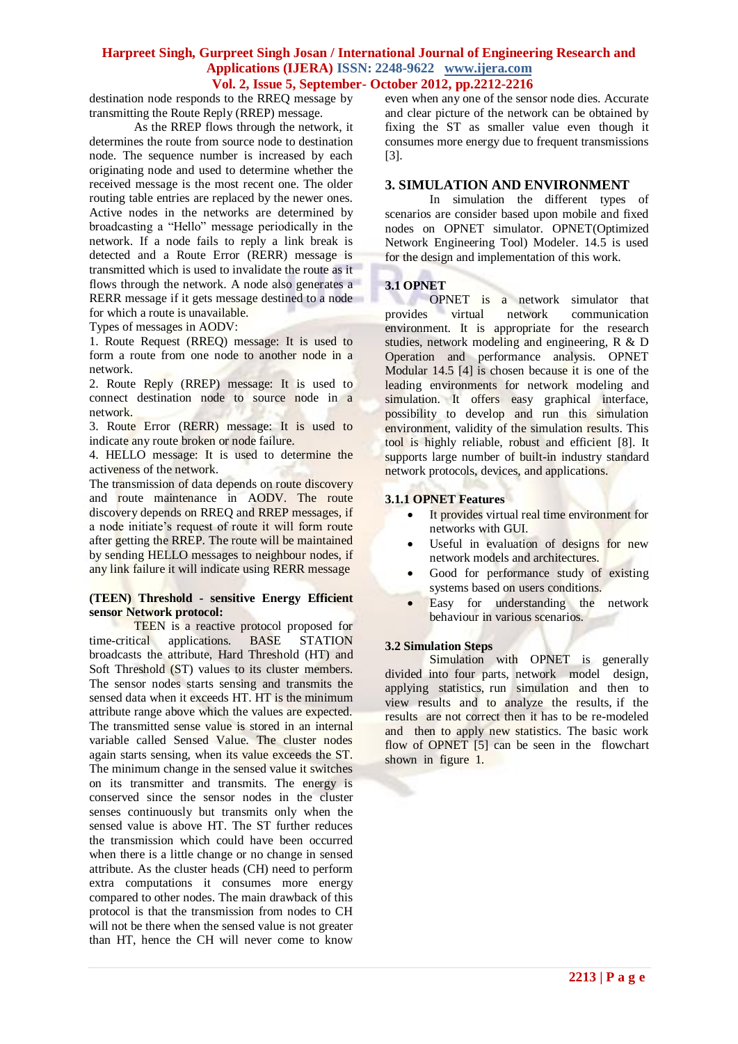destination node responds to the RREQ message by transmitting the Route Reply (RREP) message.

As the RREP flows through the network, it determines the route from source node to destination node. The sequence number is increased by each originating node and used to determine whether the received message is the most recent one. The older routing table entries are replaced by the newer ones. Active nodes in the networks are determined by broadcasting a "Hello" message periodically in the network. If a node fails to reply a link break is detected and a Route Error (RERR) message is transmitted which is used to invalidate the route as it flows through the network. A node also generates a RERR message if it gets message destined to a node for which a route is unavailable.

Types of messages in AODV:

1. Route Request (RREQ) message: It is used to form a route from one node to another node in a network.
2. Route Reply (RREP) message: It is used to connect destination node to source node in a network.
3. Route Error (RERR) message: It is used to indicate any route broken or node failure.
4. HELLO message: It is used to determine the activeness of the network.

The transmission of data depends on route discovery and route maintenance in AODV. The route discovery depends on RREQ and RREP messages, if a node initiate's request of route it will form route after getting the RREP. The route will be maintained by sending HELLO messages to neighbour nodes, if any link failure it will indicate using RERR message

**(TEEN) Threshold - sensitive Energy Efficient sensor Network protocol:**

TEEN is a reactive protocol proposed for time-critical applications. BASE STATION broadcasts the attribute, Hard Threshold (HT) and Soft Threshold (ST) values to its cluster members. The sensor nodes starts sensing and transmits the sensed data when it exceeds HT. HT is the minimum attribute range above which the values are expected. The transmitted sense value is stored in an internal variable called Sensed Value. The cluster nodes again starts sensing, when its value exceeds the ST. The minimum change in the sensed value it switches on its transmitter and transmits. The energy is conserved since the sensor nodes in the cluster senses continuously but transmits only when the sensed value is above HT. The ST further reduces the transmission which could have been occurred when there is a little change or no change in sensed attribute. As the cluster heads (CH) need to perform extra computations it consumes more energy compared to other nodes. The main drawback of this protocol is that the transmission from nodes to CH will not be there when the sensed value is not greater than HT, hence the CH will never come to know even when any one of the sensor node dies. Accurate and clear picture of the network can be obtained by fixing the ST as smaller value even though it consumes more energy due to frequent transmissions [3].

## 3. SIMULATION AND ENVIRONMENT

In simulation the different types of scenarios are consider based upon mobile and fixed nodes on OPNET simulator. OPNET(Optimized Network Engineering Tool) Modeler. 14.5 is used for the design and implementation of this work.

### 3.1 OPNET

OPNET is a network simulator that provides virtual network communication environment. It is appropriate for the research studies, network modeling and engineering, R & D Operation and performance analysis. OPNET Modular 14.5 [4] is chosen because it is one of the leading environments for network modeling and simulation. It offers easy graphical interface, possibility to develop and run this simulation environment, validity of the simulation results. This tool is highly reliable, robust and efficient [8]. It supports large number of built-in industry standard network protocols, devices, and applications.

#### 3.1.1 OPNET Features

- It provides virtual real time environment for networks with GUI.
- Useful in evaluation of designs for new network models and architectures.
- Good for performance study of existing systems based on users conditions.
- Easy for understanding the network behaviour in various scenarios.

### 3.2 Simulation Steps

Simulation with OPNET is generally divided into four parts, network model design, applying statistics, run simulation and then to view results and to analyze the results, if the results are not correct then it has to be re-modeled and then to apply new statistics. The basic work flow of OPNET [5] can be seen in the flowchart shown in figure 1.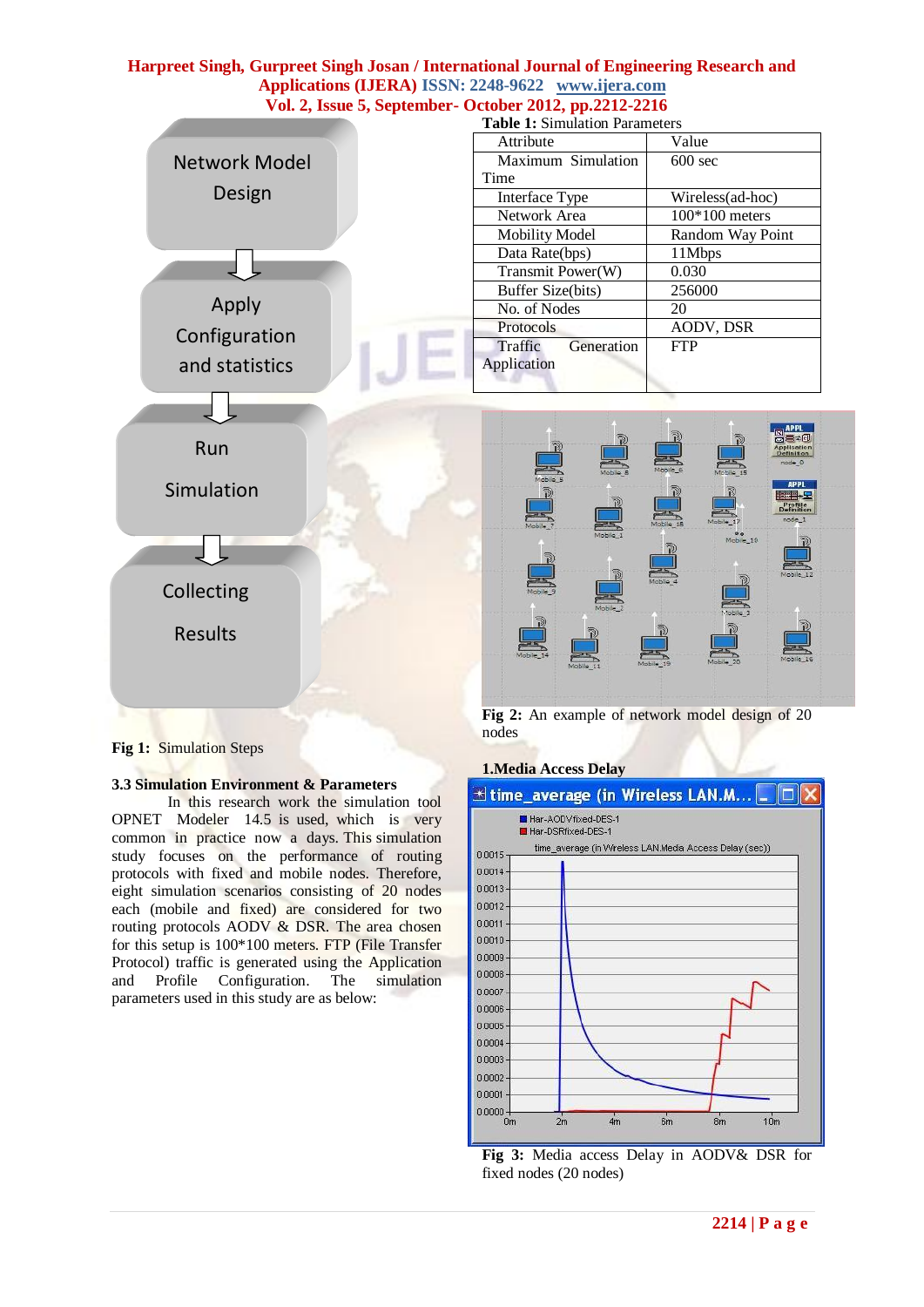Fig 1: Simulation Steps

### 3.3 Simulation Environment & Parameters

In this research work the simulation tool OPNET Modeler 14.5 is used, which is very common in practice now a days. This simulation study focuses on the performance of routing protocols with fixed and mobile nodes. Therefore, eight simulation scenarios consisting of 20 nodes each (mobile and fixed) are considered for two routing protocols AODV & DSR. The area chosen for this setup is 100*100 meters. FTP (File Transfer Protocol) traffic is generated using the Application and Profile Configuration. The simulation parameters used in this study are as below:

**Table 1:** Simulation Parameters

| Attribute | Value |
| --- | --- |
| Maximum Simulation Time | 600 sec |
| Interface Type | Wireless(ad-hoc) |
| Network Area | 100*100 meters |
| Mobility Model | Random Way Point |
| Data Rate(bps) | 11Mbps |
| Transmit Power(W) | 0.030 |
| Buffer Size(bits) | 256000 |
| No. of Nodes | 20 |
| Protocols | AODV, DSR |
| Traffic Generation Application | FTP |

**Fig 2:** An example of network model design of 20 nodes

**1.Media Access Delay**

**Fig 3:** Media access Delay in AODV& DSR for fixed nodes (20 nodes)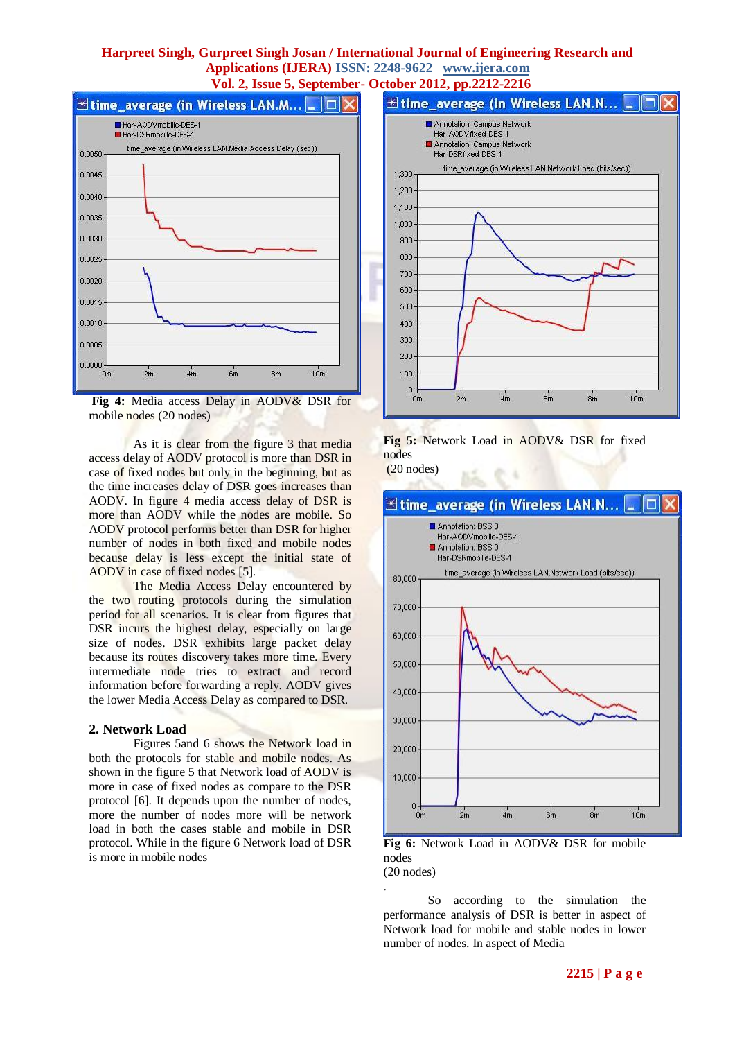**Fig 4:** Media access Delay in AODV& DSR for mobile nodes (20 nodes)

As it is clear from the figure 3 that media access delay of AODV protocol is more than DSR in case of fixed nodes but only in the beginning, but as the time increases delay of DSR goes increases than AODV. In figure 4 media access delay of DSR is more than AODV while the nodes are mobile. So AODV protocol performs better than DSR for higher number of nodes in both fixed and mobile nodes because delay is less except the initial state of AODV in case of fixed nodes [5].

The Media Access Delay encountered by the two routing protocols during the simulation period for all scenarios. It is clear from figures that DSR incurs the highest delay, especially on large size of nodes. DSR exhibits large packet delay because its routes discovery takes more time. Every intermediate node tries to extract and record information before forwarding a reply. AODV gives the lower Media Access Delay as compared to DSR.

## 2. Network Load

Figures 5and 6 shows the Network load in both the protocols for stable and mobile nodes. As shown in the figure 5 that Network load of AODV is more in case of fixed nodes as compare to the DSR protocol [6]. It depends upon the number of nodes, more the number of nodes more will be network load in both the cases stable and mobile in DSR protocol. While in the figure 6 Network load of DSR is more in mobile nodes

**Fig 5:** Network Load in AODV& DSR for fixed nodes (20 nodes)

**Fig 6:** Network Load in AODV& DSR for mobile nodes (20 nodes)

.

So according to the simulation the performance analysis of DSR is better in aspect of Network load for mobile and stable nodes in lower number of nodes. In aspect of Media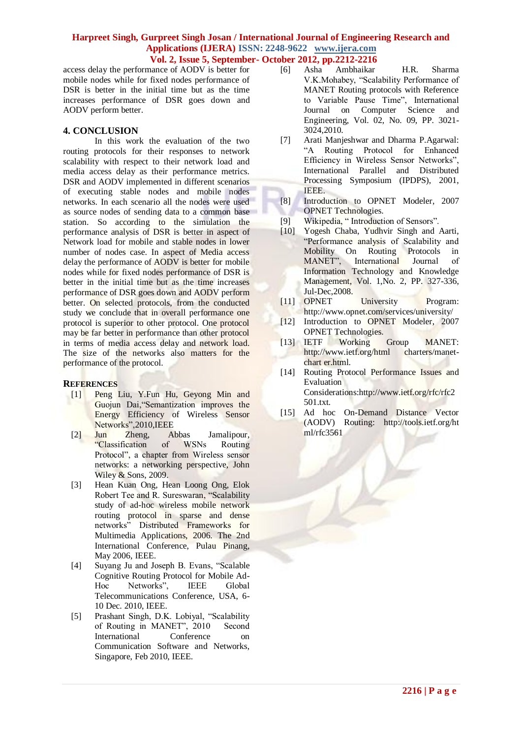access delay the performance of AODV is better for mobile nodes while for fixed nodes performance of DSR is better in the initial time but as the time increases performance of DSR goes down and AODV perform better.

## 4. CONCLUSION

In this work the evaluation of the two routing protocols for their responses to network scalability with respect to their network load and media access delay as their performance metrics. DSR and AODV implemented in different scenarios of executing stable nodes and mobile nodes networks. In each scenario all the nodes were used as source nodes of sending data to a common base station. So according to the simulation the performance analysis of DSR is better in aspect of Network load for mobile and stable nodes in lower number of nodes case. In aspect of Media access delay the performance of AODV is better for mobile nodes while for fixed nodes performance of DSR is better in the initial time but as the time increases performance of DSR goes down and AODV perform better. On selected protocols, from the conducted study we conclude that in overall performance one protocol is superior to other protocol. One protocol may be far better in performance than other protocol in terms of media access delay and network load. The size of the networks also matters for the performance of the protocol.

## REFERENCES

[1] Peng Liu, Y.Fun Hu, Geyong Min and Guojun Dai,"Semantization improves the Energy Efficiency of Wireless Sensor Networks",2010,IEEE

[2] Jun Zheng, Abbas Jamalipour, "Classification of WSNs Routing Protocol", a chapter from Wireless sensor networks: a networking perspective, John Wiley & Sons, 2009.

[3] Hean Kuan Ong, Hean Loong Ong, Elok Robert Tee and R. Sureswaran, "Scalability study of ad-hoc wireless mobile network routing protocol in sparse and dense networks" Distributed Frameworks for Multimedia Applications, 2006. The 2nd International Conference, Pulau Pinang, May 2006, IEEE.

[4] Suyang Ju and Joseph B. Evans, "Scalable Cognitive Routing Protocol for Mobile Ad-Hoc Networks", IEEE Global Telecommunications Conference, USA, 6-10 Dec. 2010, IEEE.

[5] Prashant Singh, D.K. Lobiyal, "Scalability of Routing in MANET", 2010 Second International Conference on Communication Software and Networks, Singapore, Feb 2010, IEEE.

[6] Asha Ambhaikar H.R. Sharma V.K.Mohabey, "Scalability Performance of MANET Routing protocols with Reference to Variable Pause Time", International Journal on Computer Science and Engineering, Vol. 02, No. 09, PP. 3021-3024,2010.

[7] Arati Manjeshwar and Dharma P.Agarwal: "A Routing Protocol for Enhanced Efficiency in Wireless Sensor Networks", International Parallel and Distributed Processing Symposium (IPDPS), 2001, IEEE.

[8] Introduction to OPNET Modeler, 2007 OPNET Technologies.

[9] Wikipedia, " Introduction of Sensors".

[10] Yogesh Chaba, Yudhvir Singh and Aarti, "Performance analysis of Scalability and Mobility On Routing Protocols in MANET", International Journal of Information Technology and Knowledge Management, Vol. 1,No. 2, PP. 327-336, Jul-Dec,2008.

[11] OPNET University Program: http://www.opnet.com/services/university/

[12] Introduction to OPNET Modeler, 2007 OPNET Technologies.

[13] IETF Working Group MANET: http://www.ietf.org/html charters/manet-chart er.html.

[14] Routing Protocol Performance Issues and Evaluation Considerations:http://www.ietf.org/rfc/rfc2501.txt.

[15] Ad hoc On-Demand Distance Vector (AODV) Routing: http://tools.ietf.org/html/rfc3561